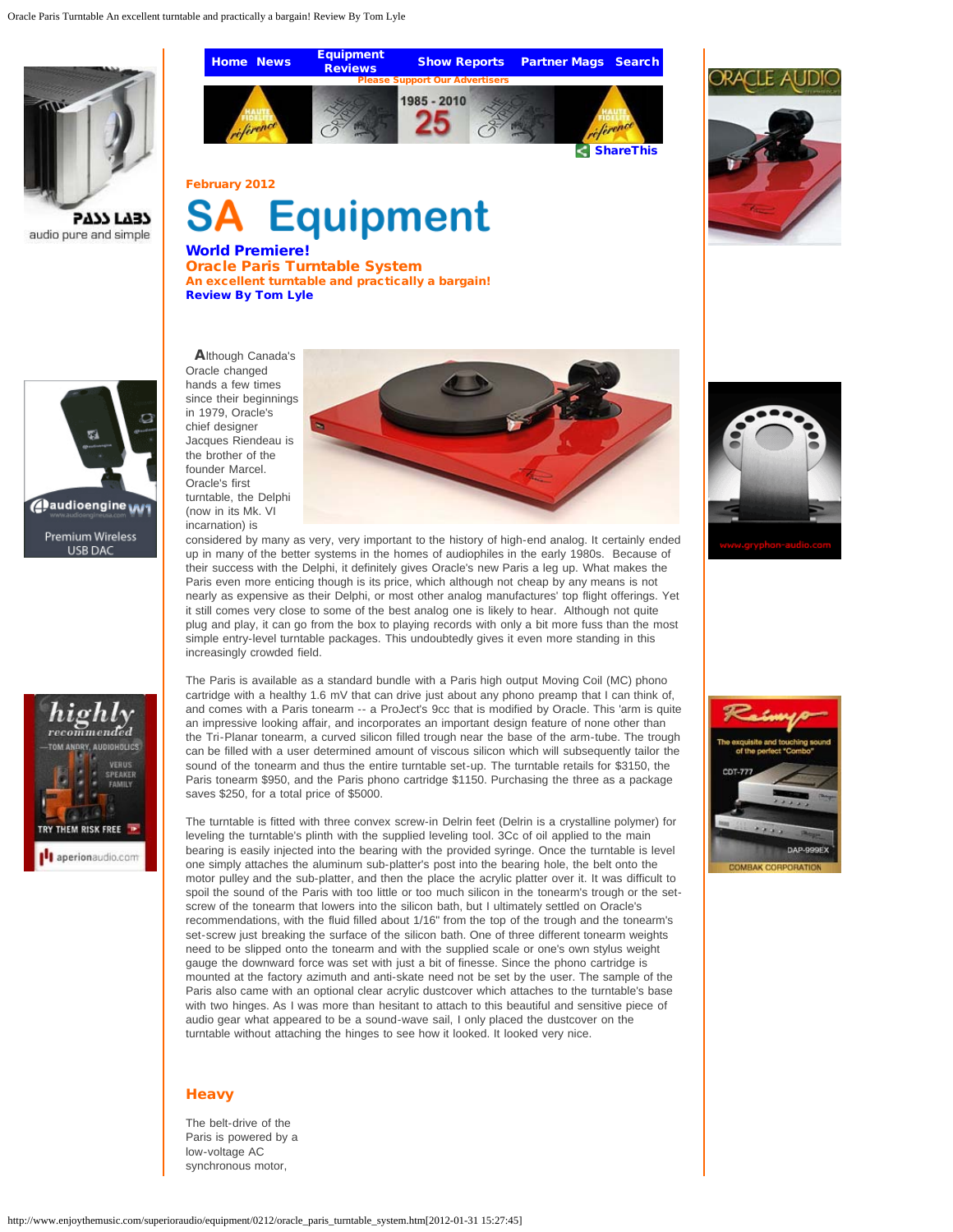February 2012

# SA Equipment

## World Premiere!

## Oracle Paris Turntable System

### An excellent turntable and practically a bargain!

**Review By Tom Lyle**

Although Canada's Oracle changed hands a few times since their beginnings in 1979, Oracle's chief designer Jacques Riendeau is the brother of the founder Marcel. Oracle's first turntable, the Delphi (now in its Mk. VI incarnation) is considered by many as very, very important to the history of high-end analog. It certainly ended up in many of the better systems in the homes of audiophiles in the early 1980s. Because of their success with the Delphi, it definitely gives Oracle's new Paris a leg up. What makes the Paris even more enticing though is its price, which although not cheap by any means is not nearly as expensive as their Delphi, or most other analog manufactures' top flight offerings. Yet it still comes very close to some of the best analog one is likely to hear. Although not quite plug and play, it can go from the box to playing records with only a bit more fuss than the most simple entry-level turntable packages. This undoubtedly gives it even more standing in this increasingly crowded field.

The Paris is available as a standard bundle with a Paris high output Moving Coil (MC) phono cartridge with a healthy 1.6 mV that can drive just about any phono preamp that I can think of, and comes with a Paris tonearm -- a ProJect's 9cc that is modified by Oracle. This 'arm is quite an impressive looking affair, and incorporates an important design feature of none other than the Tri-Planar tonearm, a curved silicon filled trough near the base of the arm-tube. The trough can be filled with a user determined amount of viscous silicon which will subsequently tailor the sound of the tonearm and thus the entire turntable set-up. The turntable retails for $3150, the Paris tonearm $950, and the Paris phono cartridge $1150. Purchasing the three as a package saves $250, for a total price of $5000.

The turntable is fitted with three convex screw-in Delrin feet (Delrin is a crystalline polymer) for leveling the turntable's plinth with the supplied leveling tool. 3Cc of oil applied to the main bearing is easily injected into the bearing with the provided syringe. Once the turntable is level one simply attaches the aluminum sub-platter's post into the bearing hole, the belt onto the motor pulley and the sub-platter, and then the place the acrylic platter over it. It was difficult to spoil the sound of the Paris with too little or too much silicon in the tonearm's trough or the set-screw of the tonearm that lowers into the silicon bath, but I ultimately settled on Oracle's recommendations, with the fluid filled about 1/16" from the top of the trough and the tonearm's set-screw just breaking the surface of the silicon bath. One of three different tonearm weights need to be supplied onto the tonearm and with the supplied scale or one's own stylus weight gauge the downward force was set with just a bit of finesse. Since the phono cartridge is mounted at the factory azimuth and anti-skate need not be set by the user. The sample of the Paris also came with an optional clear acrylic dustcover which attaches to the turntable's base with two hinges. As I was more than hesitant to attach to this beautiful and sensitive piece of audio gear what appeared to be a sound-wave sail, I only placed the dustcover on the turntable without attaching the hinges to see how it looked. It looked very nice.

## Heavy

The belt-drive of the Paris is powered by a low-voltage AC synchronous motor,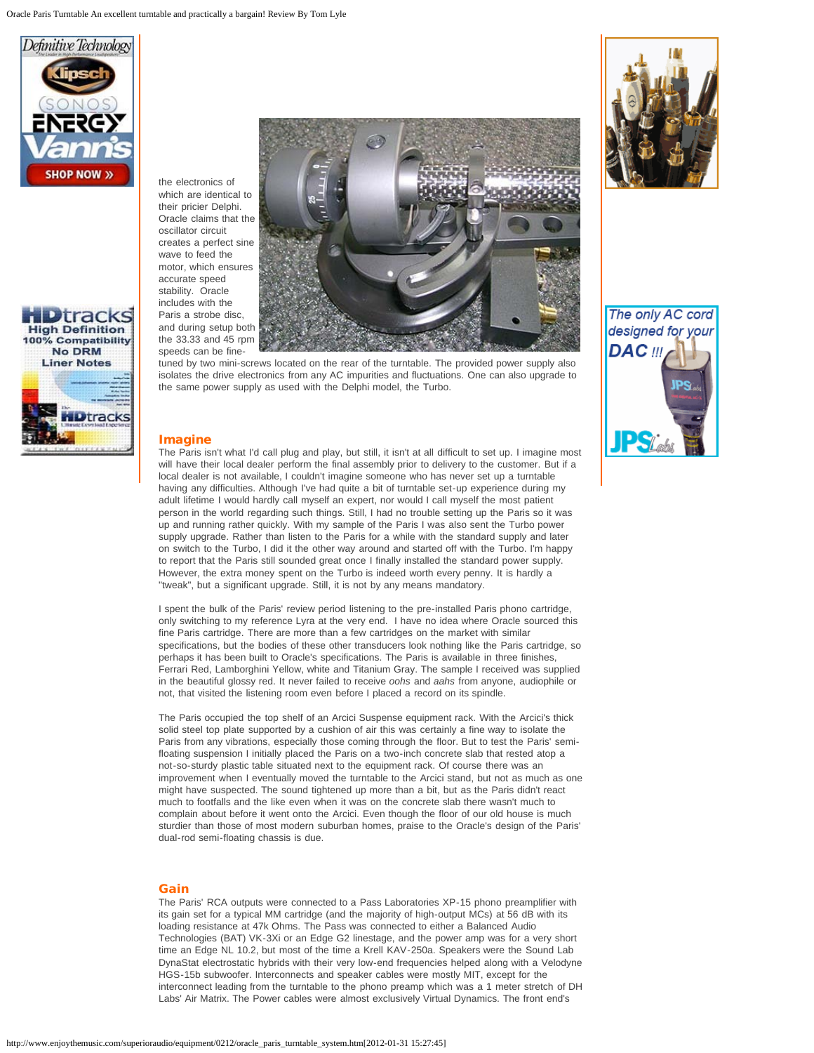the electronics of which are identical to their pricier Delphi. Oracle claims that the oscillator circuit creates a perfect sine wave to feed the motor, which ensures accurate speed stability. Oracle includes with the Paris a strobe disc, and during setup both the 33.33 and 45 rpm speeds can be fine-tuned by two mini-screws located on the rear of the turntable. The provided power supply also isolates the drive electronics from any AC impurities and fluctuations. One can also upgrade to the same power supply as used with the Delphi model, the Turbo.

## Imagine

The Paris isn't what I'd call plug and play, but still, it isn't at all difficult to set up. I imagine most will have their local dealer perform the final assembly prior to delivery to the customer. But if a local dealer is not available, I couldn't imagine someone who has never set up a turntable having any difficulties. Although I've had quite a bit of turntable set-up experience during my adult lifetime I would hardly call myself an expert, nor would I call myself the most patient person in the world regarding such things. Still, I had no trouble setting up the Paris so it was up and running rather quickly. With my sample of the Paris I was also sent the Turbo power supply upgrade. Rather than listen to the Paris for a while with the standard supply and later on switch to the Turbo, I did it the other way around and started off with the Turbo. I'm happy to report that the Paris still sounded great once I finally installed the standard power supply. However, the extra money spent on the Turbo is indeed worth every penny. It is hardly a "tweak", but a significant upgrade. Still, it is not by any means mandatory.

I spent the bulk of the Paris' review period listening to the pre-installed Paris phono cartridge, only switching to my reference Lyra at the very end. I have no idea where Oracle sourced this fine Paris cartridge. There are more than a few cartridges on the market with similar specifications, but the bodies of these other transducers look nothing like the Paris cartridge, so perhaps it has been built to Oracle's specifications. The Paris is available in three finishes, Ferrari Red, Lamborghini Yellow, white and Titanium Gray. The sample I received was supplied in the beautiful glossy red. It never failed to receive *oohs* and *aahs* from anyone, audiophile or not, that visited the listening room even before I placed a record on its spindle.

The Paris occupied the top shelf of an Arcici Suspense equipment rack. With the Arcici's thick solid steel top plate supported by a cushion of air this was certainly a fine way to isolate the Paris from any vibrations, especially those coming through the floor. But to test the Paris' semi-floating suspension I initially placed the Paris on a two-inch concrete slab that rested atop a not-so-sturdy plastic table situated next to the equipment rack. Of course there was an improvement when I eventually moved the turntable to the Arcici stand, but not as much as one might have suspected. The sound tightened up more than a bit, but as the Paris didn't react much to footfalls and the like even when it was on the concrete slab there wasn't much to complain about before it went onto the Arcici. Even though the floor of our old house is much sturdier than those of most modern suburban homes, praise to the Oracle's design of the Paris' dual-rod semi-floating chassis is due.

## Gain

The Paris' RCA outputs were connected to a Pass Laboratories XP-15 phono preamplifier with its gain set for a typical MM cartridge (and the majority of high-output MCs) at 56 dB with its loading resistance at 47k Ohms. The Pass was connected to either a Balanced Audio Technologies (BAT) VK-3Xi or an Edge G2 linestage, and the power amp was for a very short time an Edge NL 10.2, but most of the time a Krell KAV-250a. Speakers were the Sound Lab DynaStat electrostatic hybrids with their very low-end frequencies helped along with a Velodyne HGS-15b subwoofer. Interconnects and speaker cables were mostly MIT, except for the interconnect leading from the turntable to the phono preamp which was a 1 meter stretch of DH Labs' Air Matrix. The Power cables were almost exclusively Virtual Dynamics. The front end's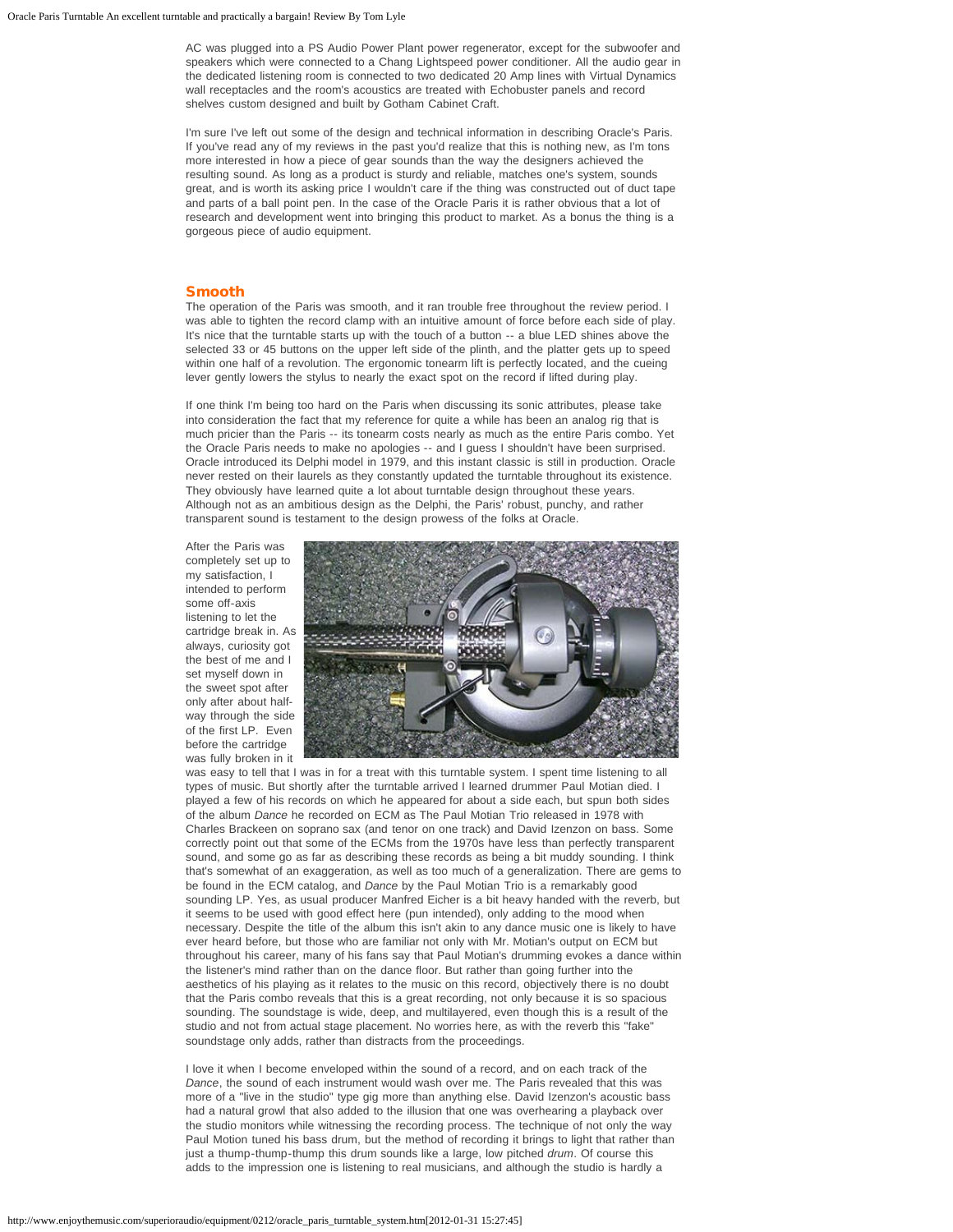AC was plugged into a PS Audio Power Plant power regenerator, except for the subwoofer and speakers which were connected to a Chang Lightspeed power conditioner. All the audio gear in the dedicated listening room is connected to two dedicated 20 Amp lines with Virtual Dynamics wall receptacles and the room's acoustics are treated with Echobuster panels and record shelves custom designed and built by Gotham Cabinet Craft.

I'm sure I've left out some of the design and technical information in describing Oracle's Paris. If you've read any of my reviews in the past you'd realize that this is nothing new, as I'm tons more interested in how a piece of gear sounds than the way the designers achieved the resulting sound. As long as a product is sturdy and reliable, matches one's system, sounds great, and is worth its asking price I wouldn't care if the thing was constructed out of duct tape and parts of a ball point pen. In the case of the Oracle Paris it is rather obvious that a lot of research and development went into bringing this product to market. As a bonus the thing is a gorgeous piece of audio equipment.

## Smooth

The operation of the Paris was smooth, and it ran trouble free throughout the review period. I was able to tighten the record clamp with an intuitive amount of force before each side of play. It's nice that the turntable starts up with the touch of a button -- a blue LED shines above the selected 33 or 45 buttons on the upper left side of the plinth, and the platter gets up to speed within one half of a revolution. The ergonomic tonearm lift is perfectly located, and the cueing lever gently lowers the stylus to nearly the exact spot on the record if lifted during play.

If one think I'm being too hard on the Paris when discussing its sonic attributes, please take into consideration the fact that my reference for quite a while has been an analog rig that is much pricier than the Paris -- its tonearm costs nearly as much as the entire Paris combo. Yet the Oracle Paris needs to make no apologies -- and I guess I shouldn't have been surprised. Oracle introduced its Delphi model in 1979, and this instant classic is still in production. Oracle never rested on their laurels as they constantly updated the turntable throughout its existence. They obviously have learned quite a lot about turntable design throughout these years. Although not as an ambitious design as the Delphi, the Paris' robust, punchy, and rather transparent sound is testament to the design prowess of the folks at Oracle.

After the Paris was completely set up to my satisfaction, I intended to perform some off-axis listening to let the cartridge break in. As always, curiosity got the best of me and I set myself down in the sweet spot after only after about half-way through the side of the first LP. Even before the cartridge was fully broken in it was easy to tell that I was in for a treat with this turntable system. I spent time listening to all types of music. But shortly after the turntable arrived I learned drummer Paul Motian died. I played a few of his records on which he appeared for about a side each, but spun both sides of the album *Dance* he recorded on ECM as The Paul Motian Trio released in 1978 with Charles Brackeen on soprano sax (and tenor on one track) and David Izenzon on bass. Some correctly point out that some of the ECMs from the 1970s have less than perfectly transparent sound, and some go as far as describing these records as being a bit muddy sounding. I think that's somewhat of an exaggeration, as well as too much of a generalization. There are gems to be found in the ECM catalog, and *Dance* by the Paul Motian Trio is a remarkably good sounding LP. Yes, as usual producer Manfred Eicher is a bit heavy handed with the reverb, but it seems to be used with good effect here (pun intended), only adding to the mood when necessary. Despite the title of the album this isn't akin to any dance music one is likely to have ever heard before, but those who are familiar not only with Mr. Motian's output on ECM but throughout his career, many of his fans say that Paul Motian's drumming evokes a dance within the listener's mind rather than on the dance floor. But rather than going further into the aesthetics of his playing as it relates to the music on this record, objectively there is no doubt that the Paris combo reveals that this is a great recording, not only because it is so spacious sounding. The soundstage is wide, deep, and multilayered, even though this is a result of the studio and not from actual stage placement. No worries here, as with the reverb this "fake" soundstage only adds, rather than distracts from the proceedings.

I love it when I become enveloped within the sound of a record, and on each track of the *Dance*, the sound of each instrument would wash over me. The Paris revealed that this was more of a "live in the studio" type gig more than anything else. David Izenzon's acoustic bass had a natural growl that also added to the illusion that one was overhearing a playback over the studio monitors while witnessing the recording process. The technique of not only the way Paul Motion tuned his bass drum, but the method of recording it brings to light that rather than just a thump-thump-thump this drum sounds like a large, low pitched *drum*. Of course this adds to the impression one is listening to real musicians, and although the studio is hardly a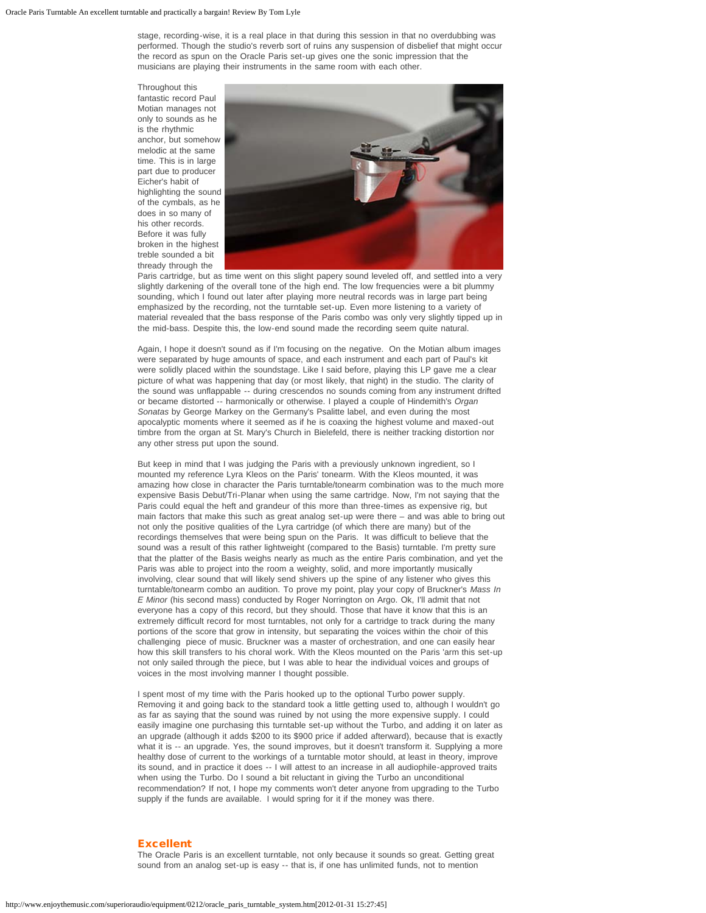stage, recording-wise, it is a real place in that during this session in that no overdubbing was performed. Though the studio's reverb sort of ruins any suspension of disbelief that might occur the record as spun on the Oracle Paris set-up gives one the sonic impression that the musicians are playing their instruments in the same room with each other.

Throughout this fantastic record Paul Motian manages not only to sounds as he is the rhythmic anchor, but somehow melodic at the same time. This is in large part due to producer Eicher's habit of highlighting the sound of the cymbals, as he does in so many of his other records. Before it was fully broken in the highest treble sounded a bit thready through the Paris cartridge, but as time went on this slight papery sound leveled off, and settled into a very slightly darkening of the overall tone of the high end. The low frequencies were a bit plummy sounding, which I found out later after playing more neutral records was in large part being emphasized by the recording, not the turntable set-up. Even more listening to a variety of material revealed that the bass response of the Paris combo was only very slightly tipped up in the mid-bass. Despite this, the low-end sound made the recording seem quite natural.

Again, I hope it doesn't sound as if I'm focusing on the negative. On the Motian album images were separated by huge amounts of space, and each instrument and each part of Paul's kit were solidly placed within the soundstage. Like I said before, playing this LP gave me a clear picture of what was happening that day (or most likely, that night) in the studio. The clarity of the sound was unflappable -- during crescendos no sounds coming from any instrument drifted or became distorted -- harmonically or otherwise. I played a couple of Hindemith's *Organ Sonatas* by George Markey on the Germany's Psalitte label, and even during the most apocalyptic moments where it seemed as if he is coaxing the highest volume and maxed-out timbre from the organ at St. Mary's Church in Bielefeld, there is neither tracking distortion nor any other stress put upon the sound.

But keep in mind that I was judging the Paris with a previously unknown ingredient, so I mounted my reference Lyra Kleos on the Paris' tonearm. With the Kleos mounted, it was amazing how close in character the Paris turntable/tonearm combination was to the much more expensive Basis Debut/Tri-Planar when using the same cartridge. Now, I'm not saying that the Paris could equal the heft and grandeur of this more than three-times as expensive rig, but main factors that make this such as great analog set-up were there – and was able to bring out not only the positive qualities of the Lyra cartridge (of which there are many) but of the recordings themselves that were being spun on the Paris. It was difficult to believe that the sound was a result of this rather lightweight (compared to the Basis) turntable. I'm pretty sure that the platter of the Basis weighs nearly as much as the entire Paris combination, and yet the Paris was able to project into the room a weighty, solid, and more importantly musically involving, clear sound that will likely send shivers up the spine of any listener who gives this turntable/tonearm combo an audition. To prove my point, play your copy of Bruckner's *Mass In E Minor* (his second mass) conducted by Roger Norrington on Argo. Ok, I'll admit that not everyone has a copy of this record, but they should. Those that have it know that this is an extremely difficult record for most turntables, not only for a cartridge to track during the many portions of the score that grow in intensity, but separating the voices within the choir of this challenging piece of music. Bruckner was a master of orchestration, and one can easily hear how this skill transfers to his choral work. With the Kleos mounted on the Paris 'arm this set-up not only sailed through the piece, but I was able to hear the individual voices and groups of voices in the most involving manner I thought possible.

I spent most of my time with the Paris hooked up to the optional Turbo power supply. Removing it and going back to the standard took a little getting used to, although I wouldn't go as far as saying that the sound was ruined by not using the more expensive supply. I could easily imagine one purchasing this turntable set-up without the Turbo, and adding it on later as an upgrade (although it adds $200 to its $900 price if added afterward), because that is exactly what it is -- an upgrade. Yes, the sound improves, but it doesn't transform it. Supplying a more healthy dose of current to the workings of a turntable motor should, at least in theory, improve its sound, and in practice it does -- I will attest to an increase in all audiophile-approved traits when using the Turbo. Do I sound a bit reluctant in giving the Turbo an unconditional recommendation? If not, I hope my comments won't deter anyone from upgrading to the Turbo supply if the funds are available. I would spring for it if the money was there.

## Excellent

The Oracle Paris is an excellent turntable, not only because it sounds so great. Getting great sound from an analog set-up is easy -- that is, if one has unlimited funds, not to mention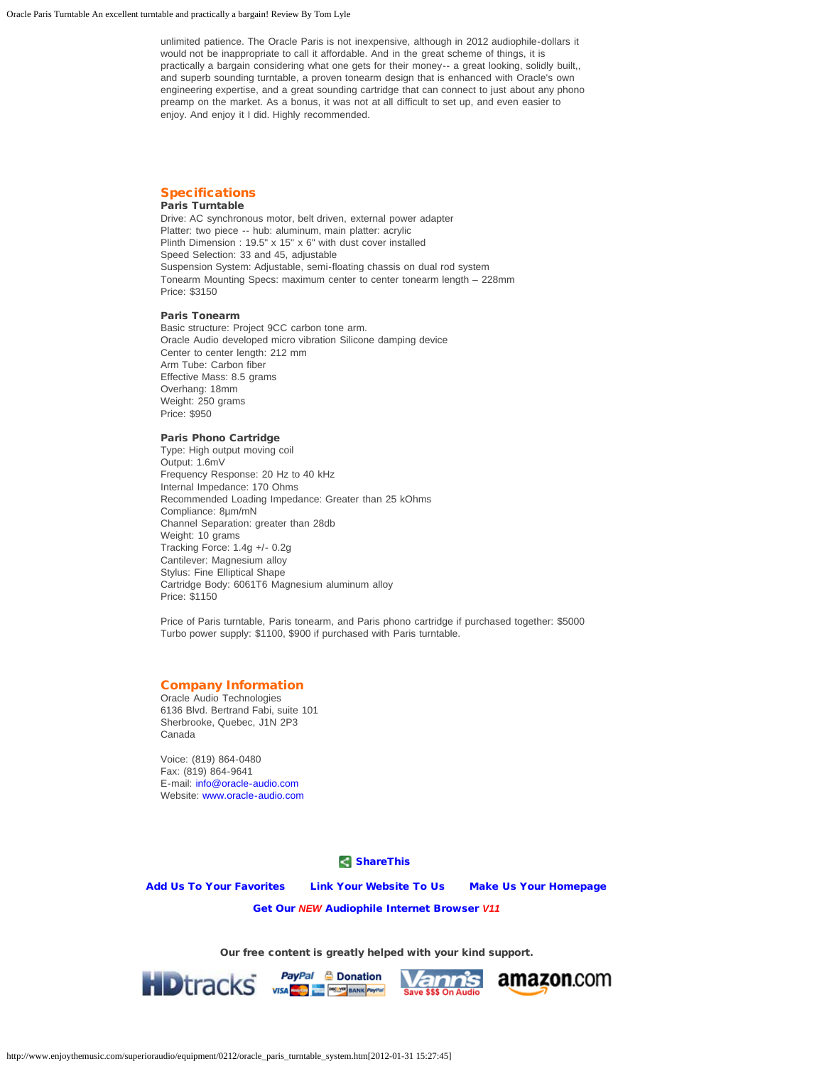unlimited patience. The Oracle Paris is not inexpensive, although in 2012 audiophile-dollars it would not be inappropriate to call it affordable. And in the great scheme of things, it is practically a bargain considering what one gets for their money-- a great looking, solidly built,, and superb sounding turntable, a proven tonearm design that is enhanced with Oracle's own engineering expertise, and a great sounding cartridge that can connect to just about any phono preamp on the market. As a bonus, it was not at all difficult to set up, and even easier to enjoy. And enjoy it I did. Highly recommended.

## Specifications

**Paris Turntable**
Drive: AC synchronous motor, belt driven, external power adapter
Platter: two piece -- hub: aluminum, main platter: acrylic
Plinth Dimension : 19.5" x 15" x 6" with dust cover installed
Speed Selection: 33 and 45, adjustable
Suspension System: Adjustable, semi-floating chassis on dual rod system
Tonearm Mounting Specs: maximum center to center tonearm length – 228mm
Price: $3150

**Paris Tonearm**
Basic structure: Project 9CC carbon tone arm.
Oracle Audio developed micro vibration Silicone damping device
Center to center length: 212 mm
Arm Tube: Carbon fiber
Effective Mass: 8.5 grams
Overhang: 18mm
Weight: 250 grams
Price: $950

**Paris Phono Cartridge**
Type: High output moving coil
Output: 1.6mV
Frequency Response: 20 Hz to 40 kHz
Internal Impedance: 170 Ohms
Recommended Loading Impedance: Greater than 25 kOhms
Compliance: 8µm/mN
Channel Separation: greater than 28db
Weight: 10 grams
Tracking Force: 1.4g +/- 0.2g
Cantilever: Magnesium alloy
Stylus: Fine Elliptical Shape
Cartridge Body: 6061T6 Magnesium aluminum alloy
Price: $1150

Price of Paris turntable, Paris tonearm, and Paris phono cartridge if purchased together: $5000
Turbo power supply: $1100, $900 if purchased with Paris turntable.

## Company Information

Oracle Audio Technologies
6136 Blvd. Bertrand Fabi, suite 101
Sherbrooke, Quebec, J1N 2P3
Canada

Voice: (819) 864-0480
Fax: (819) 864-9641
E-mail: info@oracle-audio.com
Website: www.oracle-audio.com

**ShareThis**

**Add Us To Your Favorites** **Link Your Website To Us** **Make Us Your Homepage**

**Get Our *NEW* Audiophile Internet Browser *V11***

**Our free content is greatly helped with your kind support.**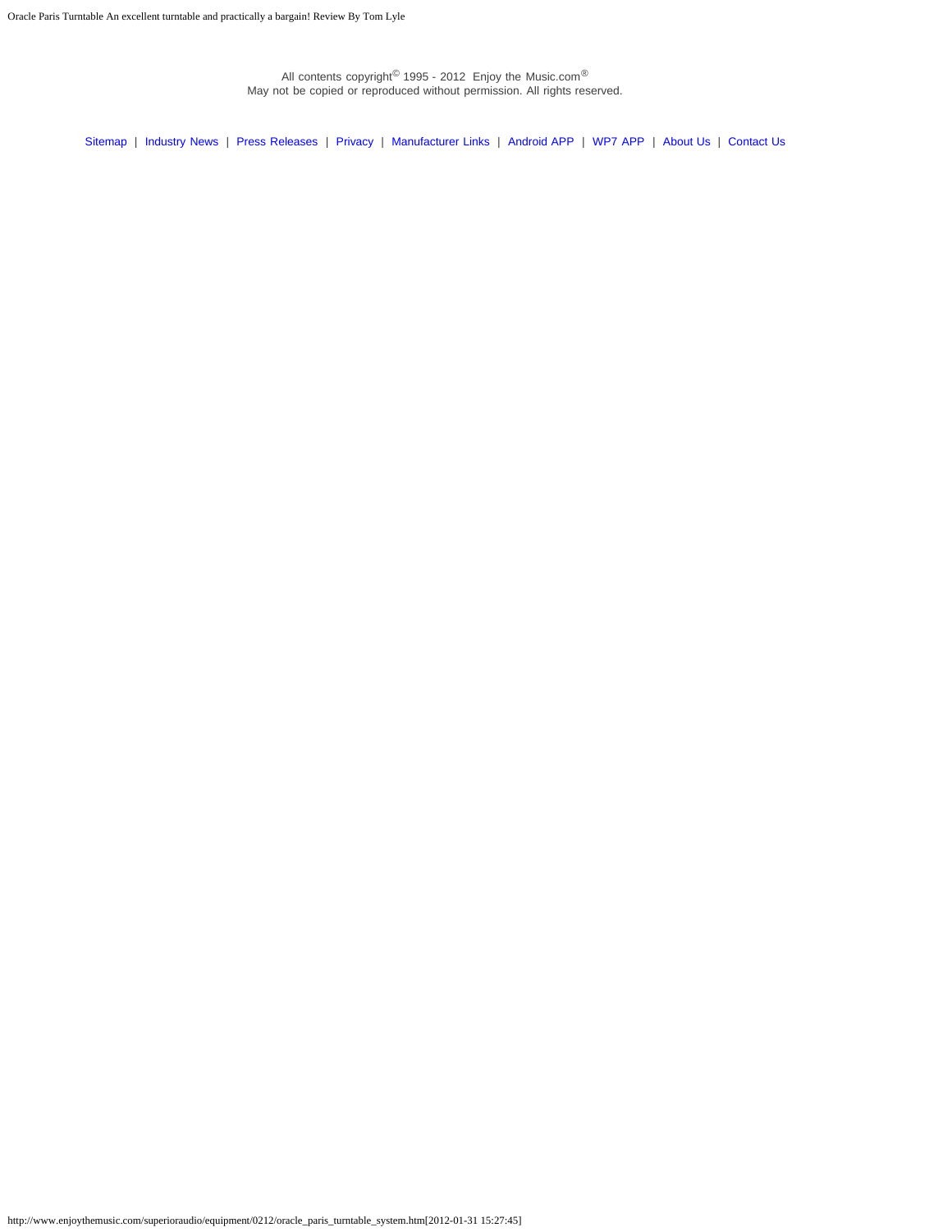All contents copyright© 1995 - 2012 Enjoy the Music.com®
May not be copied or reproduced without permission. All rights reserved.

Sitemap | Industry News | Press Releases | Privacy | Manufacturer Links | Android APP | WP7 APP | About Us | Contact Us